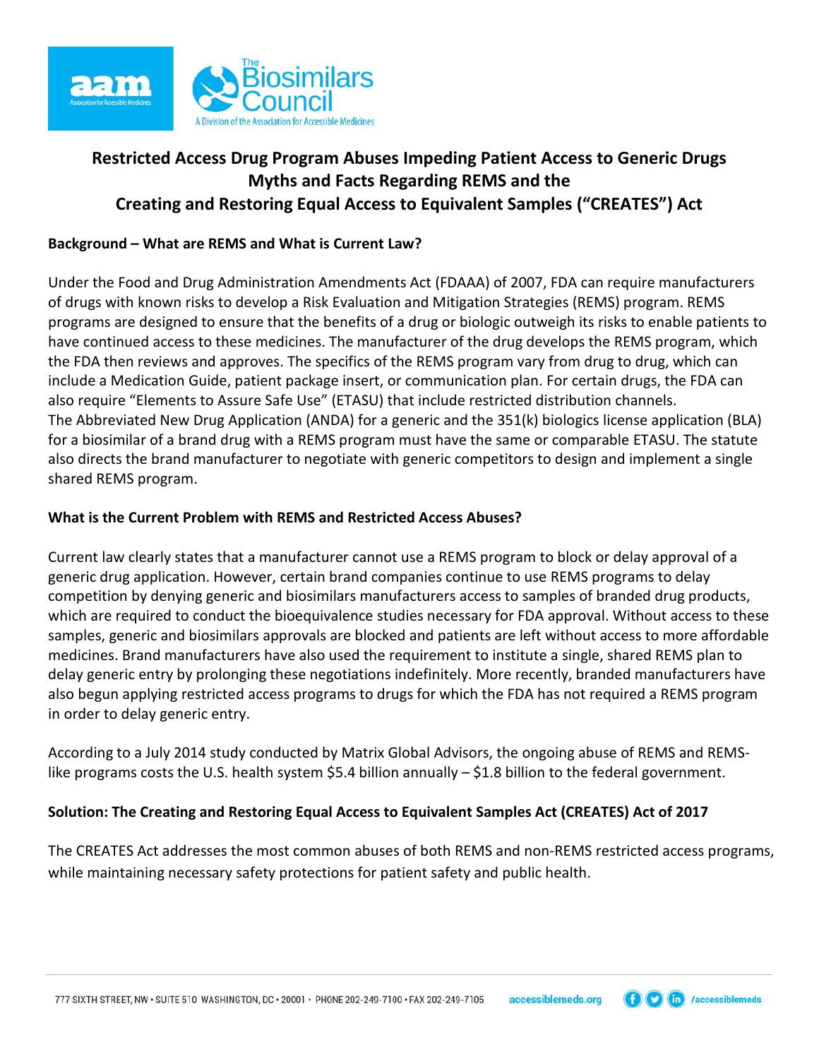# Restricted Access Drug Program Abuses Impeding Patient Access to Generic Drugs
# Myths and Facts Regarding REMS and the Creating and Restoring Equal Access to Equivalent Samples ("CREATES") Act

**Background – What are REMS and What is Current Law?**

Under the Food and Drug Administration Amendments Act (FDAAA) of 2007, FDA can require manufacturers of drugs with known risks to develop a Risk Evaluation and Mitigation Strategies (REMS) program. REMS programs are designed to ensure that the benefits of a drug or biologic outweigh its risks to enable patients to have continued access to these medicines. The manufacturer of the drug develops the REMS program, which the FDA then reviews and approves. The specifics of the REMS program vary from drug to drug, which can include a Medication Guide, patient package insert, or communication plan. For certain drugs, the FDA can also require "Elements to Assure Safe Use" (ETASU) that include restricted distribution channels. The Abbreviated New Drug Application (ANDA) for a generic and the 351(k) biologics license application (BLA) for a biosimilar of a brand drug with a REMS program must have the same or comparable ETASU. The statute also directs the brand manufacturer to negotiate with generic competitors to design and implement a single shared REMS program.

**What is the Current Problem with REMS and Restricted Access Abuses?**

Current law clearly states that a manufacturer cannot use a REMS program to block or delay approval of a generic drug application. However, certain brand companies continue to use REMS programs to delay competition by denying generic and biosimilars manufacturers access to samples of branded drug products, which are required to conduct the bioequivalence studies necessary for FDA approval. Without access to these samples, generic and biosimilars approvals are blocked and patients are left without access to more affordable medicines. Brand manufacturers have also used the requirement to institute a single, shared REMS plan to delay generic entry by prolonging these negotiations indefinitely. More recently, branded manufacturers have also begun applying restricted access programs to drugs for which the FDA has not required a REMS program in order to delay generic entry.

According to a July 2014 study conducted by Matrix Global Advisors, the ongoing abuse of REMS and REMS-like programs costs the U.S. health system $5.4 billion annually – $1.8 billion to the federal government.

**Solution: The Creating and Restoring Equal Access to Equivalent Samples Act (CREATES) Act of 2017**

The CREATES Act addresses the most common abuses of both REMS and non-REMS restricted access programs, while maintaining necessary safety protections for patient safety and public health.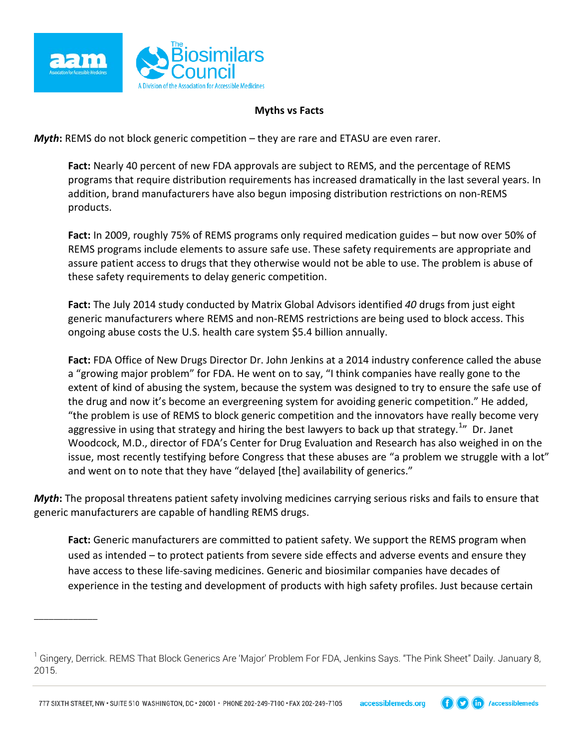**Myths vs Facts**

***Myth*****:** REMS do not block generic competition – they are rare and ETASU are even rarer.

> **Fact:** Nearly 40 percent of new FDA approvals are subject to REMS, and the percentage of REMS programs that require distribution requirements has increased dramatically in the last several years. In addition, brand manufacturers have also begun imposing distribution restrictions on non-REMS products.
>
> **Fact:** In 2009, roughly 75% of REMS programs only required medication guides – but now over 50% of REMS programs include elements to assure safe use. These safety requirements are appropriate and assure patient access to drugs that they otherwise would not be able to use. The problem is abuse of these safety requirements to delay generic competition.
>
> **Fact:** The July 2014 study conducted by Matrix Global Advisors identified *40* drugs from just eight generic manufacturers where REMS and non-REMS restrictions are being used to block access. This ongoing abuse costs the U.S. health care system $5.4 billion annually.
>
> **Fact:** FDA Office of New Drugs Director Dr. John Jenkins at a 2014 industry conference called the abuse a "growing major problem" for FDA. He went on to say, "I think companies have really gone to the extent of kind of abusing the system, because the system was designed to try to ensure the safe use of the drug and now it's become an evergreening system for avoiding generic competition." He added, "the problem is use of REMS to block generic competition and the innovators have really become very aggressive in using that strategy and hiring the best lawyers to back up that strategy.[1]" Dr. Janet Woodcock, M.D., director of FDA's Center for Drug Evaluation and Research has also weighed in on the issue, most recently testifying before Congress that these abuses are "a problem we struggle with a lot" and went on to note that they have "delayed [the] availability of generics."

***Myth*****:** The proposal threatens patient safety involving medicines carrying serious risks and fails to ensure that generic manufacturers are capable of handling REMS drugs.

> **Fact:** Generic manufacturers are committed to patient safety. We support the REMS program when used as intended – to protect patients from severe side effects and adverse events and ensure they have access to these life-saving medicines. Generic and biosimilar companies have decades of experience in the testing and development of products with high safety profiles. Just because certain

---

[1] Gingery, Derrick. REMS That Block Generics Are 'Major' Problem For FDA, Jenkins Says. "The Pink Sheet" Daily. January 8, 2015.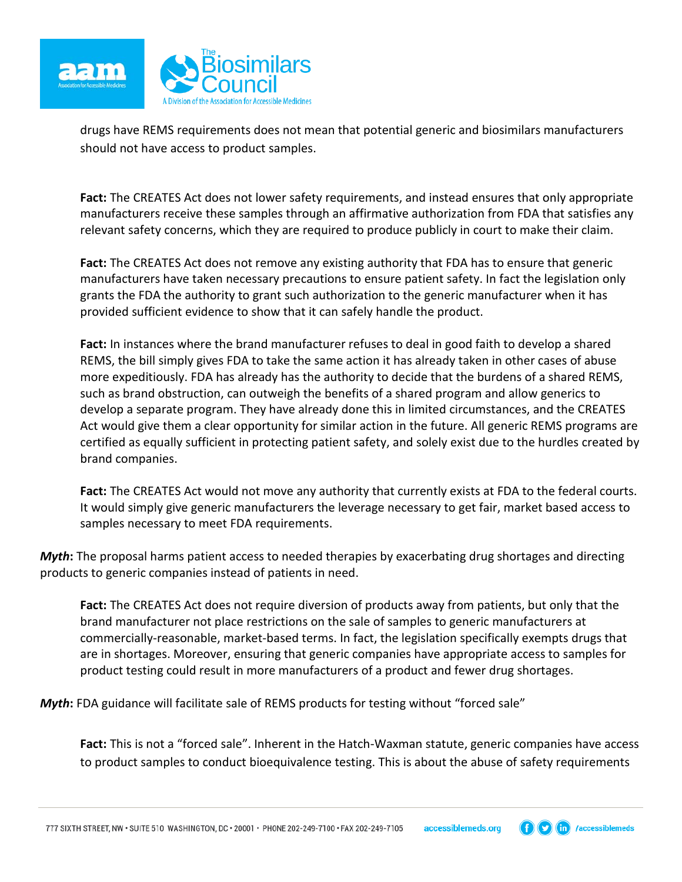drugs have REMS requirements does not mean that potential generic and biosimilars manufacturers should not have access to product samples.

**Fact:** The CREATES Act does not lower safety requirements, and instead ensures that only appropriate manufacturers receive these samples through an affirmative authorization from FDA that satisfies any relevant safety concerns, which they are required to produce publicly in court to make their claim.

**Fact:** The CREATES Act does not remove any existing authority that FDA has to ensure that generic manufacturers have taken necessary precautions to ensure patient safety. In fact the legislation only grants the FDA the authority to grant such authorization to the generic manufacturer when it has provided sufficient evidence to show that it can safely handle the product.

**Fact:** In instances where the brand manufacturer refuses to deal in good faith to develop a shared REMS, the bill simply gives FDA to take the same action it has already taken in other cases of abuse more expeditiously. FDA has already has the authority to decide that the burdens of a shared REMS, such as brand obstruction, can outweigh the benefits of a shared program and allow generics to develop a separate program. They have already done this in limited circumstances, and the CREATES Act would give them a clear opportunity for similar action in the future. All generic REMS programs are certified as equally sufficient in protecting patient safety, and solely exist due to the hurdles created by brand companies.

**Fact:** The CREATES Act would not move any authority that currently exists at FDA to the federal courts. It would simply give generic manufacturers the leverage necessary to get fair, market based access to samples necessary to meet FDA requirements.

***Myth*:** The proposal harms patient access to needed therapies by exacerbating drug shortages and directing products to generic companies instead of patients in need.

**Fact:** The CREATES Act does not require diversion of products away from patients, but only that the brand manufacturer not place restrictions on the sale of samples to generic manufacturers at commercially-reasonable, market-based terms. In fact, the legislation specifically exempts drugs that are in shortages. Moreover, ensuring that generic companies have appropriate access to samples for product testing could result in more manufacturers of a product and fewer drug shortages.

***Myth*:** FDA guidance will facilitate sale of REMS products for testing without "forced sale"

**Fact:** This is not a "forced sale". Inherent in the Hatch-Waxman statute, generic companies have access to product samples to conduct bioequivalence testing. This is about the abuse of safety requirements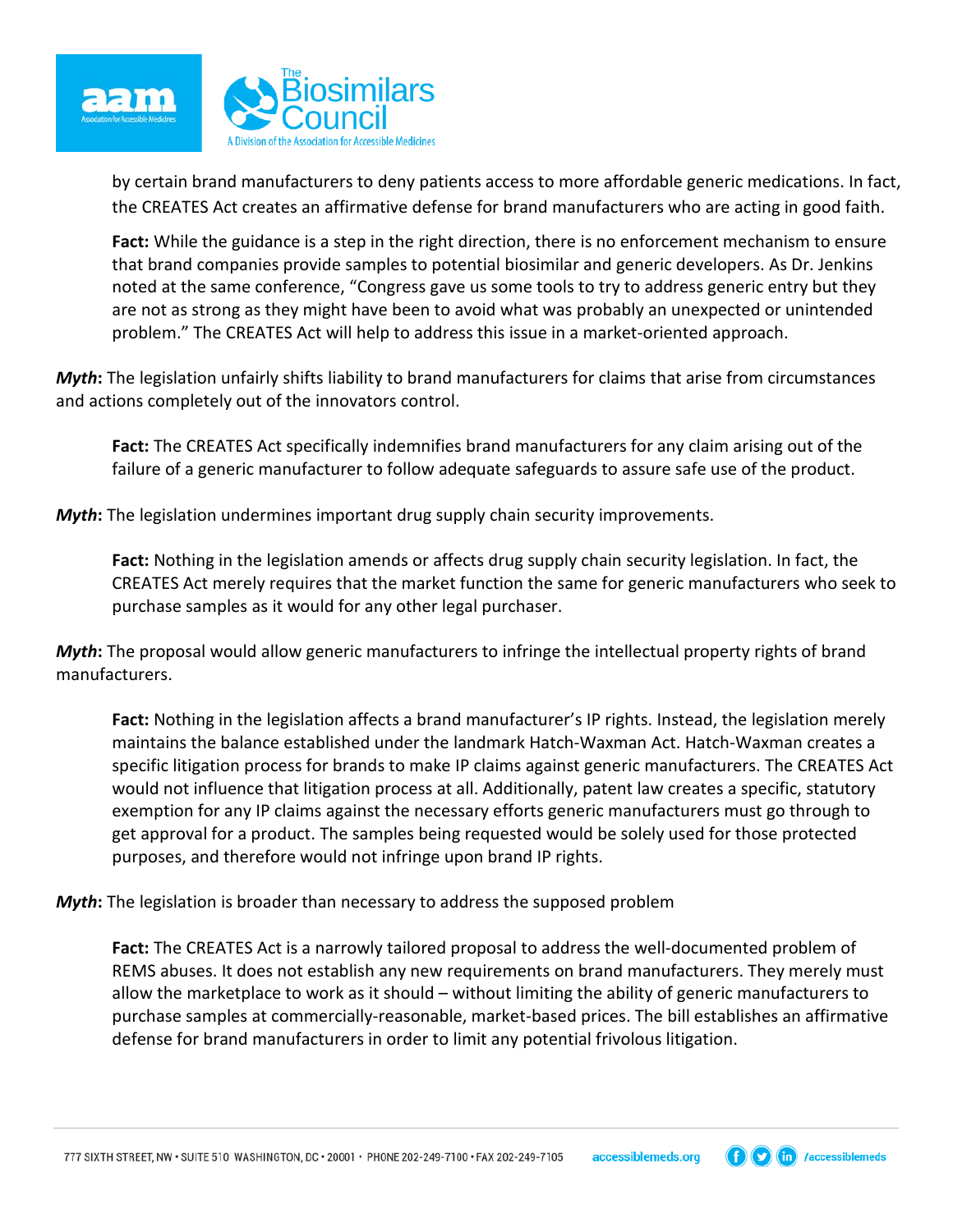by certain brand manufacturers to deny patients access to more affordable generic medications. In fact, the CREATES Act creates an affirmative defense for brand manufacturers who are acting in good faith.

**Fact:** While the guidance is a step in the right direction, there is no enforcement mechanism to ensure that brand companies provide samples to potential biosimilar and generic developers. As Dr. Jenkins noted at the same conference, "Congress gave us some tools to try to address generic entry but they are not as strong as they might have been to avoid what was probably an unexpected or unintended problem." The CREATES Act will help to address this issue in a market-oriented approach.

***Myth*****:** The legislation unfairly shifts liability to brand manufacturers for claims that arise from circumstances and actions completely out of the innovators control.

**Fact:** The CREATES Act specifically indemnifies brand manufacturers for any claim arising out of the failure of a generic manufacturer to follow adequate safeguards to assure safe use of the product.

***Myth*****:** The legislation undermines important drug supply chain security improvements.

**Fact:** Nothing in the legislation amends or affects drug supply chain security legislation. In fact, the CREATES Act merely requires that the market function the same for generic manufacturers who seek to purchase samples as it would for any other legal purchaser.

***Myth*****:** The proposal would allow generic manufacturers to infringe the intellectual property rights of brand manufacturers.

**Fact:** Nothing in the legislation affects a brand manufacturer's IP rights. Instead, the legislation merely maintains the balance established under the landmark Hatch-Waxman Act. Hatch-Waxman creates a specific litigation process for brands to make IP claims against generic manufacturers. The CREATES Act would not influence that litigation process at all. Additionally, patent law creates a specific, statutory exemption for any IP claims against the necessary efforts generic manufacturers must go through to get approval for a product. The samples being requested would be solely used for those protected purposes, and therefore would not infringe upon brand IP rights.

***Myth*****:** The legislation is broader than necessary to address the supposed problem

**Fact:** The CREATES Act is a narrowly tailored proposal to address the well-documented problem of REMS abuses. It does not establish any new requirements on brand manufacturers. They merely must allow the marketplace to work as it should – without limiting the ability of generic manufacturers to purchase samples at commercially-reasonable, market-based prices. The bill establishes an affirmative defense for brand manufacturers in order to limit any potential frivolous litigation.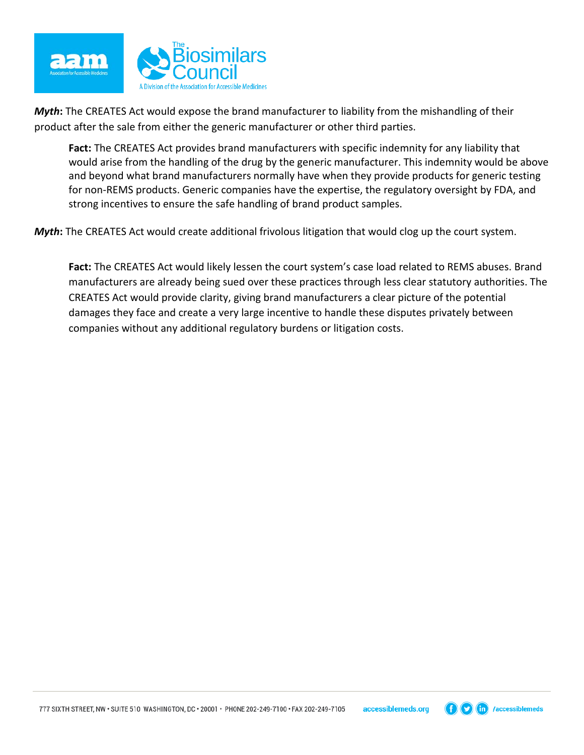***Myth*:** The CREATES Act would expose the brand manufacturer to liability from the mishandling of their product after the sale from either the generic manufacturer or other third parties.

> **Fact:** The CREATES Act provides brand manufacturers with specific indemnity for any liability that would arise from the handling of the drug by the generic manufacturer. This indemnity would be above and beyond what brand manufacturers normally have when they provide products for generic testing for non-REMS products. Generic companies have the expertise, the regulatory oversight by FDA, and strong incentives to ensure the safe handling of brand product samples.

***Myth*:** The CREATES Act would create additional frivolous litigation that would clog up the court system.

> **Fact:** The CREATES Act would likely lessen the court system's case load related to REMS abuses. Brand manufacturers are already being sued over these practices through less clear statutory authorities. The CREATES Act would provide clarity, giving brand manufacturers a clear picture of the potential damages they face and create a very large incentive to handle these disputes privately between companies without any additional regulatory burdens or litigation costs.